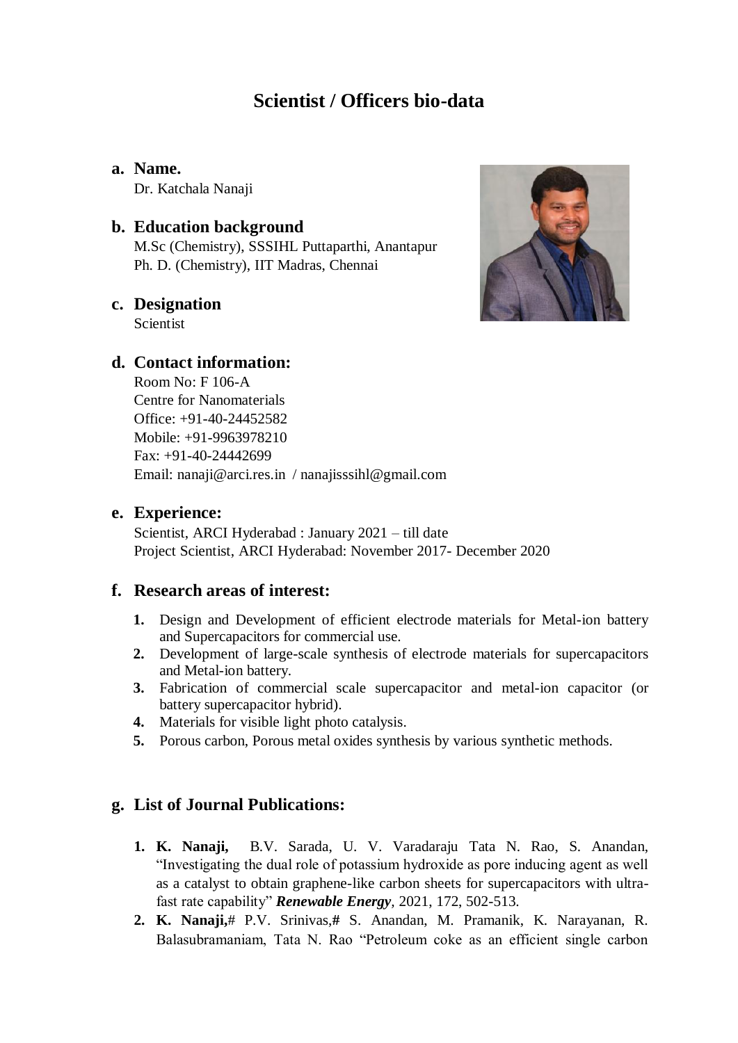# Scientist / Officers bio-data

## a. Name.

Dr. Katchala Nanaji

## b. Education background

M.Sc (Chemistry), SSSIHL Puttaparthi, Anantapur
Ph. D. (Chemistry), IIT Madras, Chennai

## c. Designation

Scientist

## d. Contact information:

Room No: F 106-A
Centre for Nanomaterials
Office: +91-40-24452582
Mobile: +91-9963978210
Fax: +91-40-24442699
Email: nanaji@arci.res.in / nanajisssihl@gmail.com

## e. Experience:

Scientist, ARCI Hyderabad : January 2021 – till date
Project Scientist, ARCI Hyderabad: November 2017- December 2020

## f. Research areas of interest:

1. Design and Development of efficient electrode materials for Metal-ion battery and Supercapacitors for commercial use.
2. Development of large-scale synthesis of electrode materials for supercapacitors and Metal-ion battery.
3. Fabrication of commercial scale supercapacitor and metal-ion capacitor (or battery supercapacitor hybrid).
4. Materials for visible light photo catalysis.
5. Porous carbon, Porous metal oxides synthesis by various synthetic methods.

## g. List of Journal Publications:

1. **K. Nanaji,** B.V. Sarada, U. V. Varadaraju Tata N. Rao, S. Anandan, "Investigating the dual role of potassium hydroxide as pore inducing agent as well as a catalyst to obtain graphene-like carbon sheets for supercapacitors with ultra-fast rate capability" ***Renewable Energy***, 2021, 172, 502-513.
2. **K. Nanaji,#** P.V. Srinivas,**#** S. Anandan, M. Pramanik, K. Narayanan, R. Balasubramaniam, Tata N. Rao "Petroleum coke as an efficient single carbon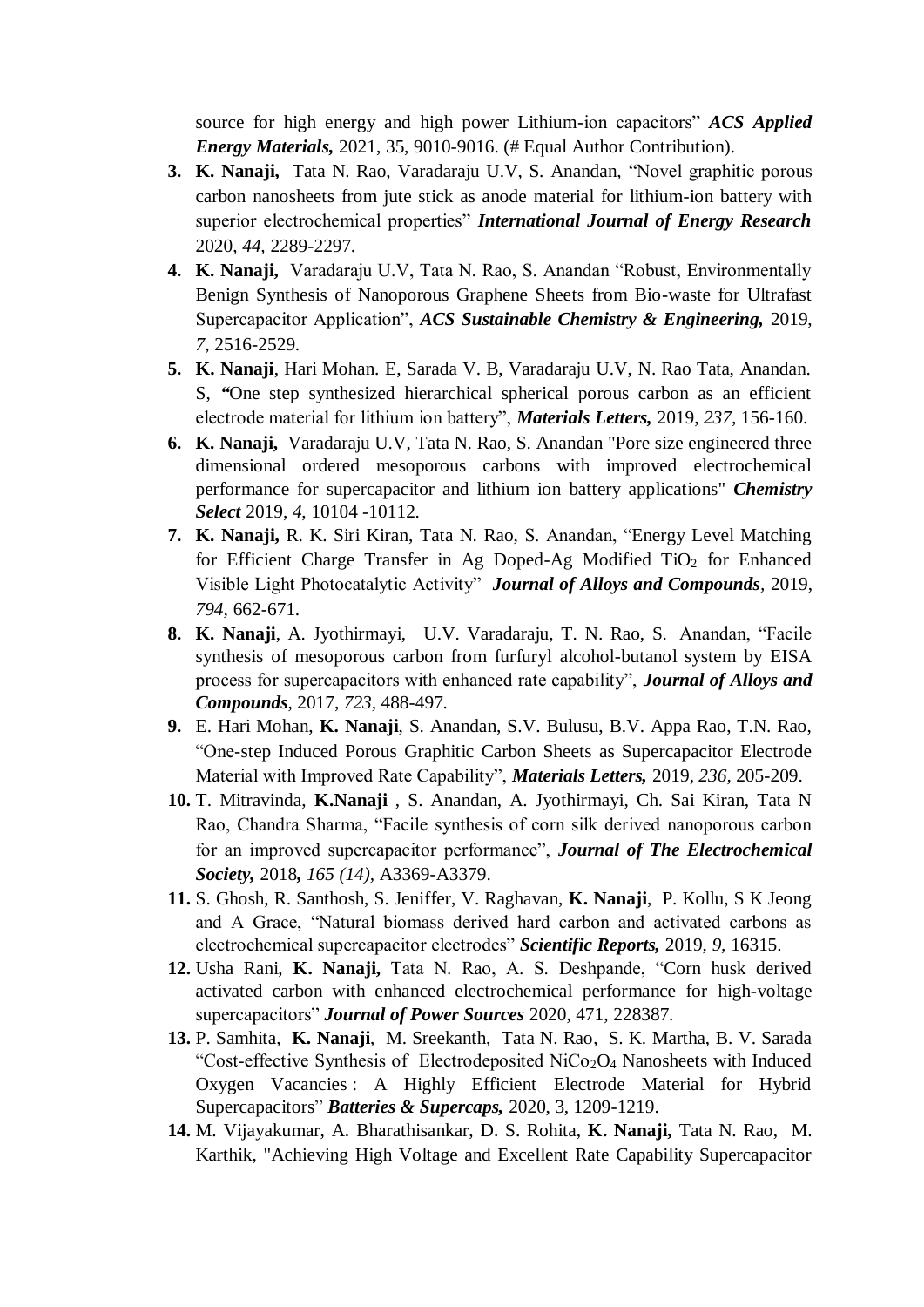source for high energy and high power Lithium-ion capacitors" ***ACS Applied Energy Materials,*** 2021, 35, 9010-9016. (# Equal Author Contribution).

3. **K. Nanaji,** Tata N. Rao, Varadaraju U.V, S. Anandan, "Novel graphitic porous carbon nanosheets from jute stick as anode material for lithium-ion battery with superior electrochemical properties" ***International Journal of Energy Research*** 2020, *44*, 2289-2297.
4. **K. Nanaji,** Varadaraju U.V, Tata N. Rao, S. Anandan "Robust, Environmentally Benign Synthesis of Nanoporous Graphene Sheets from Bio-waste for Ultrafast Supercapacitor Application", ***ACS Sustainable Chemistry & Engineering,*** 2019, *7*, 2516-2529.
5. **K. Nanaji**, Hari Mohan. E, Sarada V. B, Varadaraju U.V, N. Rao Tata, Anandan. S, "One step synthesized hierarchical spherical porous carbon as an efficient electrode material for lithium ion battery", ***Materials Letters,*** 2019, *237*, 156-160.
6. **K. Nanaji,** Varadaraju U.V, Tata N. Rao, S. Anandan "Pore size engineered three dimensional ordered mesoporous carbons with improved electrochemical performance for supercapacitor and lithium ion battery applications" ***Chemistry Select*** 2019, *4*, 10104 -10112.
7. **K. Nanaji,** R. K. Siri Kiran, Tata N. Rao, S. Anandan, "Energy Level Matching for Efficient Charge Transfer in Ag Doped-Ag Modified $TiO_2$ for Enhanced Visible Light Photocatalytic Activity" ***Journal of Alloys and Compounds***, 2019, *794*, 662-671.
8. **K. Nanaji**, A. Jyothirmayi, U.V. Varadaraju, T. N. Rao, S. Anandan, "Facile synthesis of mesoporous carbon from furfuryl alcohol-butanol system by EISA process for supercapacitors with enhanced rate capability", ***Journal of Alloys and Compounds***, 2017, *723*, 488-497.
9. E. Hari Mohan, **K. Nanaji**, S. Anandan, S.V. Bulusu, B.V. Appa Rao, T.N. Rao, "One-step Induced Porous Graphitic Carbon Sheets as Supercapacitor Electrode Material with Improved Rate Capability", ***Materials Letters,*** 2019, *236*, 205-209.
10. T. Mitravinda, **K.Nanaji** , S. Anandan, A. Jyothirmayi, Ch. Sai Kiran, Tata N Rao, Chandra Sharma, "Facile synthesis of corn silk derived nanoporous carbon for an improved supercapacitor performance", ***Journal of The Electrochemical Society,*** 2018**,** *165 (14)*, A3369-A3379.
11. S. Ghosh, R. Santhosh, S. Jeniffer, V. Raghavan, **K. Nanaji**, P. Kollu, S K Jeong and A Grace, "Natural biomass derived hard carbon and activated carbons as electrochemical supercapacitor electrodes" ***Scientific Reports,*** 2019, *9*, 16315.
12. Usha Rani, **K. Nanaji,** Tata N. Rao, A. S. Deshpande, "Corn husk derived activated carbon with enhanced electrochemical performance for high-voltage supercapacitors" ***Journal of Power Sources*** 2020, 471, 228387.
13. P. Samhita, **K. Nanaji**, M. Sreekanth, Tata N. Rao, S. K. Martha, B. V. Sarada "Cost-effective Synthesis of Electrodeposited $NiCo_2O_4$ Nanosheets with Induced Oxygen Vacancies : A Highly Efficient Electrode Material for Hybrid Supercapacitors" ***Batteries & Supercaps,*** 2020, 3, 1209-1219.
14. M. Vijayakumar, A. Bharathisankar, D. S. Rohita, **K. Nanaji,** Tata N. Rao, M. Karthik, "Achieving High Voltage and Excellent Rate Capability Supercapacitor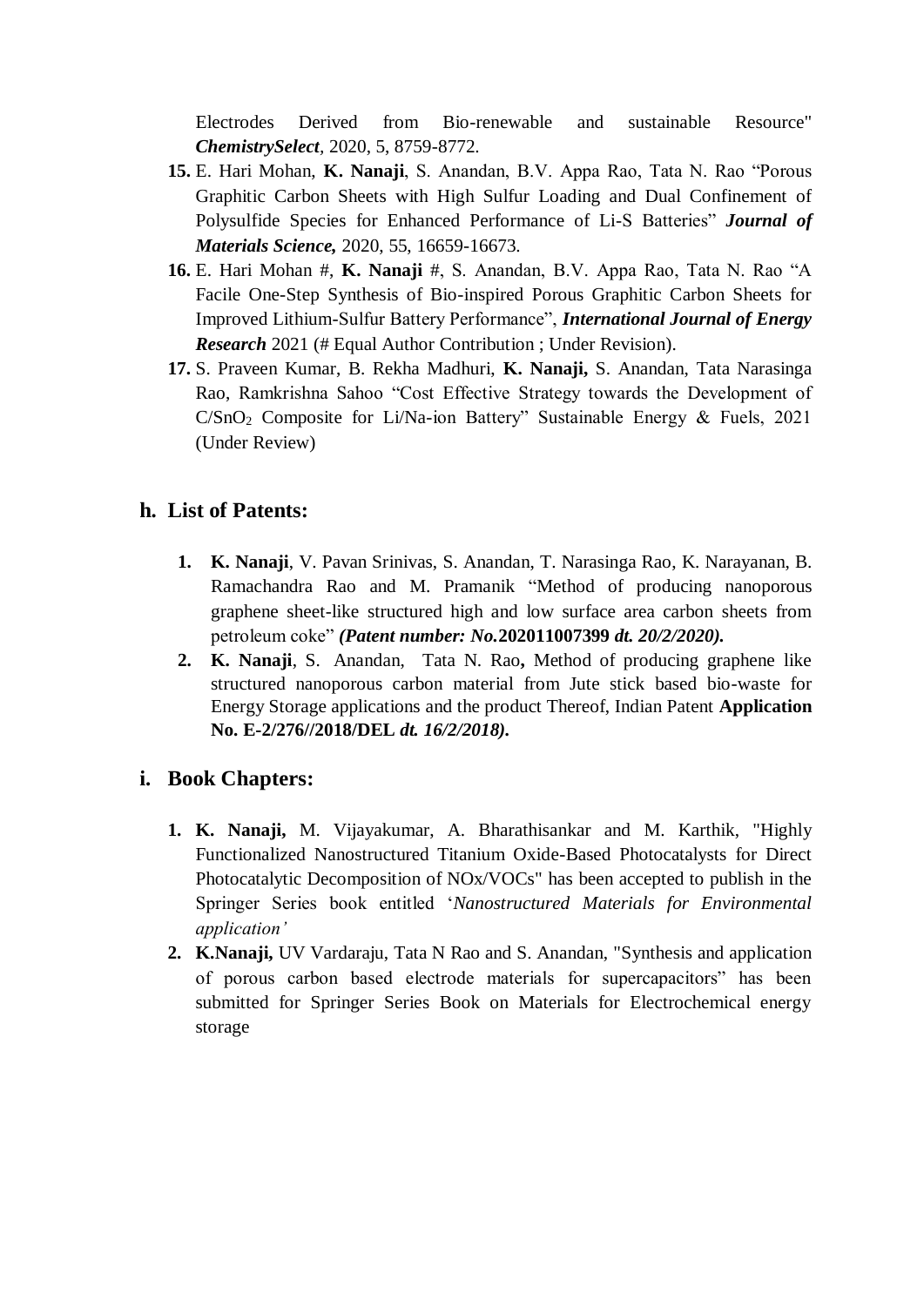Electrodes Derived from Bio-renewable and sustainable Resource" ***ChemistrySelect***, 2020, 5, 8759-8772.

15. E. Hari Mohan, **K. Nanaji**, S. Anandan, B.V. Appa Rao, Tata N. Rao "Porous Graphitic Carbon Sheets with High Sulfur Loading and Dual Confinement of Polysulfide Species for Enhanced Performance of Li-S Batteries" ***Journal of Materials Science,*** 2020, 55, 16659-16673.
16. E. Hari Mohan #, **K. Nanaji** #, S. Anandan, B.V. Appa Rao, Tata N. Rao "A Facile One-Step Synthesis of Bio-inspired Porous Graphitic Carbon Sheets for Improved Lithium-Sulfur Battery Performance", ***International Journal of Energy Research*** 2021 (# Equal Author Contribution ; Under Revision).
17. S. Praveen Kumar, B. Rekha Madhuri, **K. Nanaji,** S. Anandan, Tata Narasinga Rao, Ramkrishna Sahoo "Cost Effective Strategy towards the Development of C/$SnO_2$ Composite for Li/Na-ion Battery" Sustainable Energy & Fuels, 2021 (Under Review)

## h. List of Patents:

1. **K. Nanaji**, V. Pavan Srinivas, S. Anandan, T. Narasinga Rao, K. Narayanan, B. Ramachandra Rao and M. Pramanik "Method of producing nanoporous graphene sheet-like structured high and low surface area carbon sheets from petroleum coke" ***(Patent number: No.*202011007399 *dt. 20/2/2020).***
2. **K. Nanaji**, S. Anandan, Tata N. Rao**,** Method of producing graphene like structured nanoporous carbon material from Jute stick based bio-waste for Energy Storage applications and the product Thereof, Indian Patent **Application No. E-2/276//2018/DEL** ***dt. 16/2/2018).***

## i. Book Chapters:

1. **K. Nanaji,** M. Vijayakumar, A. Bharathisankar and M. Karthik, "Highly Functionalized Nanostructured Titanium Oxide-Based Photocatalysts for Direct Photocatalytic Decomposition of NOx/VOCs" has been accepted to publish in the Springer Series book entitled '*Nanostructured Materials for Environmental application'*
2. **K.Nanaji,** UV Vardaraju, Tata N Rao and S. Anandan, "Synthesis and application of porous carbon based electrode materials for supercapacitors" has been submitted for Springer Series Book on Materials for Electrochemical energy storage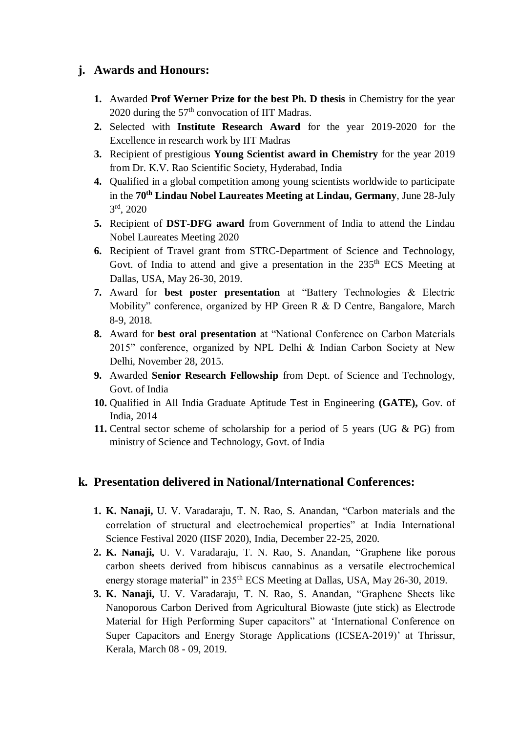## j. Awards and Honours:

1. Awarded **Prof Werner Prize for the best Ph. D thesis** in Chemistry for the year 2020 during the 57th convocation of IIT Madras.
2. Selected with **Institute Research Award** for the year 2019-2020 for the Excellence in research work by IIT Madras
3. Recipient of prestigious **Young Scientist award in Chemistry** for the year 2019 from Dr. K.V. Rao Scientific Society, Hyderabad, India
4. Qualified in a global competition among young scientists worldwide to participate in the **70th Lindau Nobel Laureates Meeting at Lindau, Germany**, June 28-July 3rd, 2020
5. Recipient of **DST-DFG award** from Government of India to attend the Lindau Nobel Laureates Meeting 2020
6. Recipient of Travel grant from STRC-Department of Science and Technology, Govt. of India to attend and give a presentation in the 235th ECS Meeting at Dallas, USA, May 26-30, 2019.
7. Award for **best poster presentation** at "Battery Technologies & Electric Mobility" conference, organized by HP Green R & D Centre, Bangalore, March 8-9, 2018.
8. Award for **best oral presentation** at "National Conference on Carbon Materials 2015" conference, organized by NPL Delhi & Indian Carbon Society at New Delhi, November 28, 2015.
9. Awarded **Senior Research Fellowship** from Dept. of Science and Technology, Govt. of India
10. Qualified in All India Graduate Aptitude Test in Engineering **(GATE),** Gov. of India, 2014
11. Central sector scheme of scholarship for a period of 5 years (UG & PG) from ministry of Science and Technology, Govt. of India

## k. Presentation delivered in National/International Conferences:

1. **K. Nanaji,** U. V. Varadaraju, T. N. Rao, S. Anandan, "Carbon materials and the correlation of structural and electrochemical properties" at India International Science Festival 2020 (IISF 2020), India, December 22-25, 2020.
2. **K. Nanaji,** U. V. Varadaraju, T. N. Rao, S. Anandan, "Graphene like porous carbon sheets derived from hibiscus cannabinus as a versatile electrochemical energy storage material" in 235th ECS Meeting at Dallas, USA, May 26-30, 2019.
3. **K. Nanaji,** U. V. Varadaraju, T. N. Rao, S. Anandan, "Graphene Sheets like Nanoporous Carbon Derived from Agricultural Biowaste (jute stick) as Electrode Material for High Performing Super capacitors" at 'International Conference on Super Capacitors and Energy Storage Applications (ICSEA-2019)' at Thrissur, Kerala, March 08 - 09, 2019.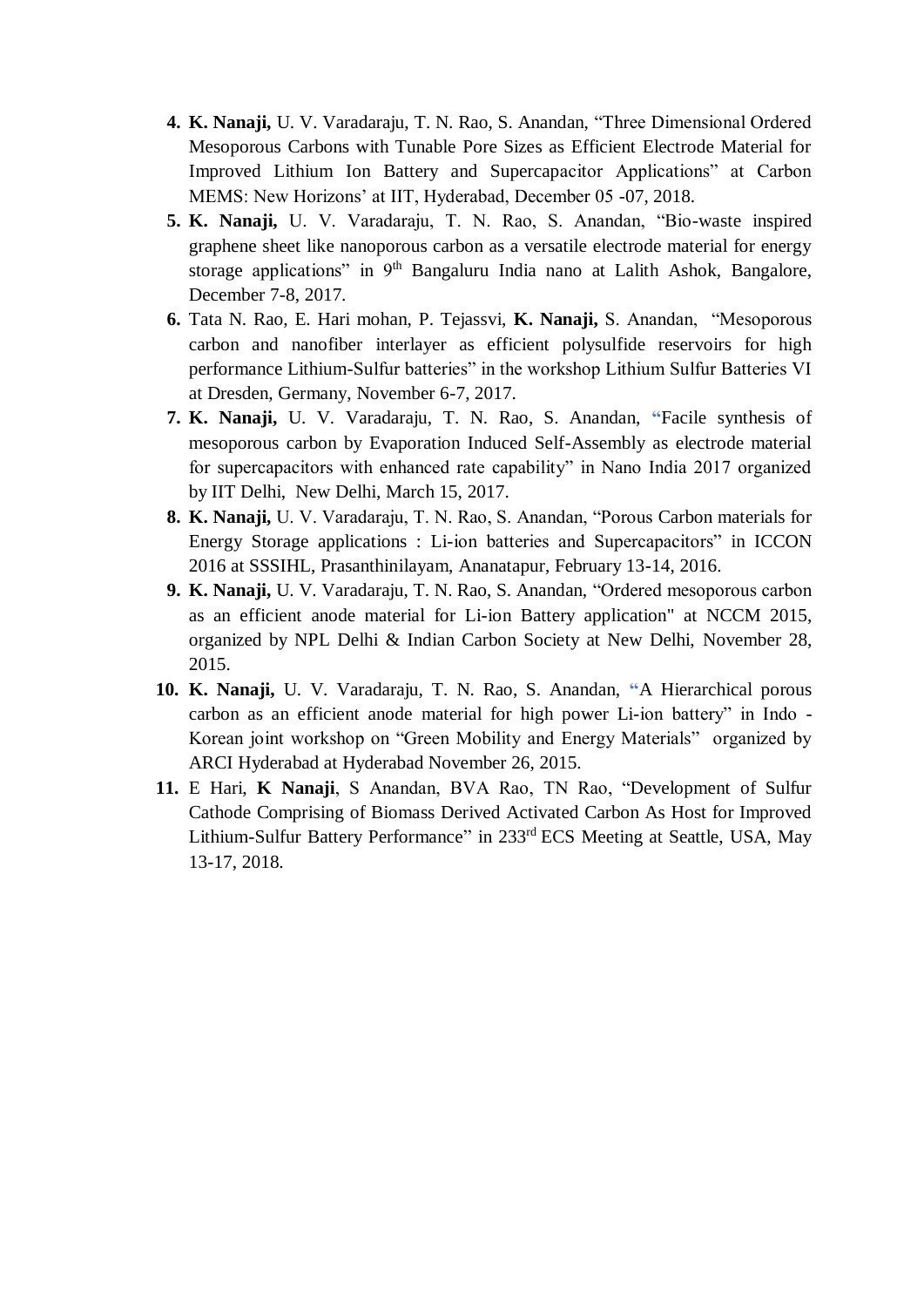4. **K. Nanaji,** U. V. Varadaraju, T. N. Rao, S. Anandan, "Three Dimensional Ordered Mesoporous Carbons with Tunable Pore Sizes as Efficient Electrode Material for Improved Lithium Ion Battery and Supercapacitor Applications" at Carbon MEMS: New Horizons' at IIT, Hyderabad, December 05 -07, 2018.
5. **K. Nanaji,** U. V. Varadaraju, T. N. Rao, S. Anandan, "Bio-waste inspired graphene sheet like nanoporous carbon as a versatile electrode material for energy storage applications" in 9th Bangaluru India nano at Lalith Ashok, Bangalore, December 7-8, 2017.
6. Tata N. Rao, E. Hari mohan, P. Tejassvi, **K. Nanaji,** S. Anandan, "Mesoporous carbon and nanofiber interlayer as efficient polysulfide reservoirs for high performance Lithium-Sulfur batteries" in the workshop Lithium Sulfur Batteries VI at Dresden, Germany, November 6-7, 2017.
7. **K. Nanaji,** U. V. Varadaraju, T. N. Rao, S. Anandan, "Facile synthesis of mesoporous carbon by Evaporation Induced Self-Assembly as electrode material for supercapacitors with enhanced rate capability" in Nano India 2017 organized by IIT Delhi, New Delhi, March 15, 2017.
8. **K. Nanaji,** U. V. Varadaraju, T. N. Rao, S. Anandan, "Porous Carbon materials for Energy Storage applications : Li-ion batteries and Supercapacitors" in ICCON 2016 at SSSIHL, Prasanthinilayam, Ananatapur, February 13-14, 2016.
9. **K. Nanaji,** U. V. Varadaraju, T. N. Rao, S. Anandan, "Ordered mesoporous carbon as an efficient anode material for Li-ion Battery application" at NCCM 2015, organized by NPL Delhi & Indian Carbon Society at New Delhi, November 28, 2015.
10. **K. Nanaji,** U. V. Varadaraju, T. N. Rao, S. Anandan, "A Hierarchical porous carbon as an efficient anode material for high power Li-ion battery" in Indo - Korean joint workshop on "Green Mobility and Energy Materials" organized by ARCI Hyderabad at Hyderabad November 26, 2015.
11. E Hari, **K Nanaji**, S Anandan, BVA Rao, TN Rao, "Development of Sulfur Cathode Comprising of Biomass Derived Activated Carbon As Host for Improved Lithium-Sulfur Battery Performance" in 233rd ECS Meeting at Seattle, USA, May 13-17, 2018.